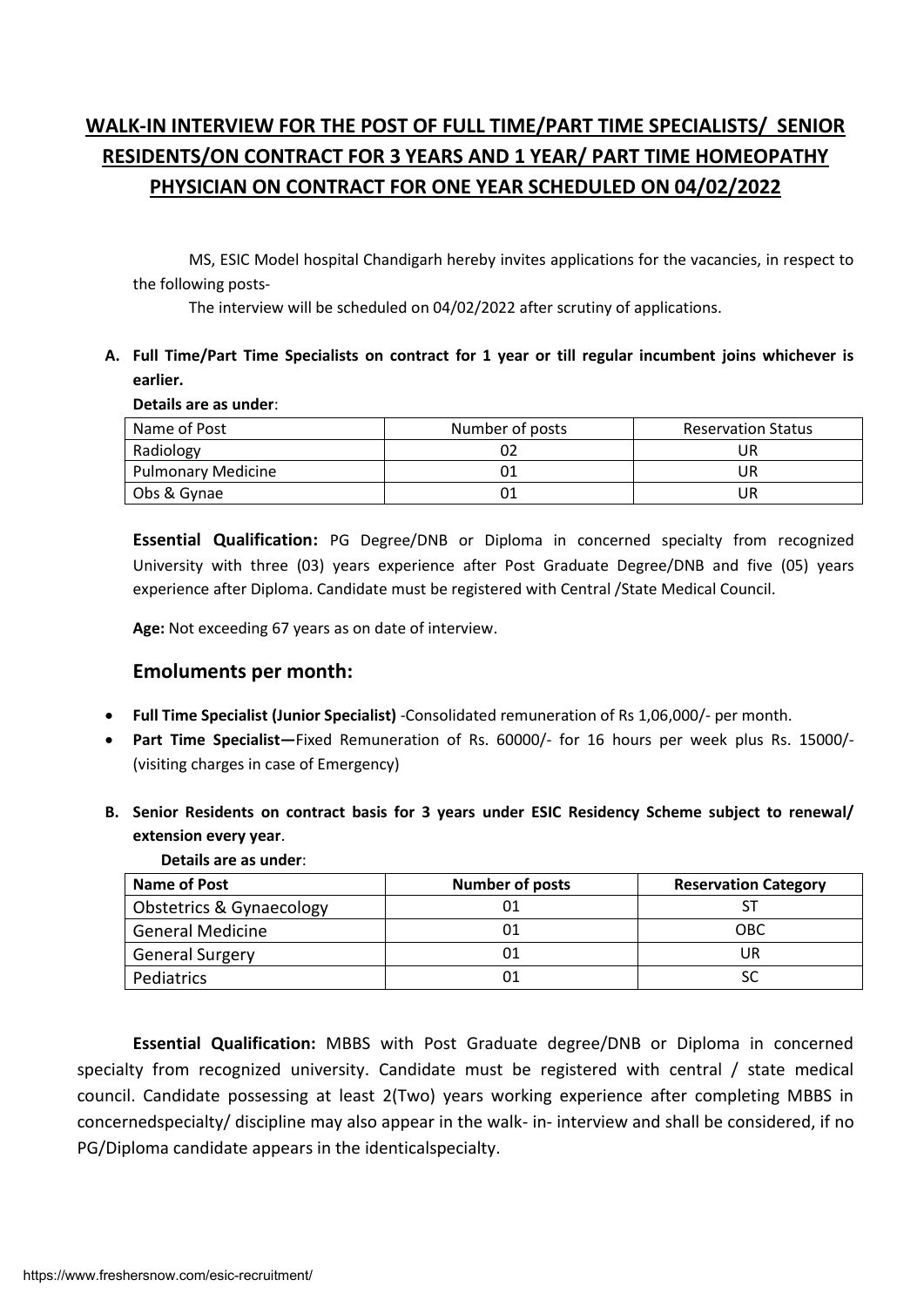# WALK-IN INTERVIEW FOR THE POST OF FULL TIME/PART TIME SPECIALISTS/ SENIOR RESIDENTS/ON CONTRACT FOR 3 YEARS AND 1 YEAR/ PART TIME HOMEOPATHY PHYSICIAN ON CONTRACT FOR ONE YEAR SCHEDULED ON 04/02/2022

MS, ESIC Model hospital Chandigarh hereby invites applications for the vacancies, in respect to the following posts-

The interview will be scheduled on 04/02/2022 after scrutiny of applications.

**A. Full Time/Part Time Specialists on contract for 1 year or till regular incumbent joins whichever is earlier.**

**Details are as under**:

| Name of Post | Number of posts | Reservation Status |
|---|---|---|
| Radiology | 02 | UR |
| Pulmonary Medicine | 01 | UR |
| Obs & Gynae | 01 | UR |

**Essential Qualification:** PG Degree/DNB or Diploma in concerned specialty from recognized University with three (03) years experience after Post Graduate Degree/DNB and five (05) years experience after Diploma. Candidate must be registered with Central /State Medical Council.

**Age:** Not exceeding 67 years as on date of interview.

## Emoluments per month:

- **Full Time Specialist (Junior Specialist)** -Consolidated remuneration of Rs 1,06,000/- per month.
- **Part Time Specialist—**Fixed Remuneration of Rs. 60000/- for 16 hours per week plus Rs. 15000/- (visiting charges in case of Emergency)

**B. Senior Residents on contract basis for 3 years under ESIC Residency Scheme subject to renewal/ extension every year**.

**Details are as under**:

| Name of Post | Number of posts | Reservation Category |
|---|---|---|
| Obstetrics & Gynaecology | 01 | ST |
| General Medicine | 01 | OBC |
| General Surgery | 01 | UR |
| Pediatrics | 01 | SC |

**Essential Qualification:** MBBS with Post Graduate degree/DNB or Diploma in concerned specialty from recognized university. Candidate must be registered with central / state medical council. Candidate possessing at least 2(Two) years working experience after completing MBBS in concernedspecialty/ discipline may also appear in the walk- in- interview and shall be considered, if no PG/Diploma candidate appears in the identicalspecialty.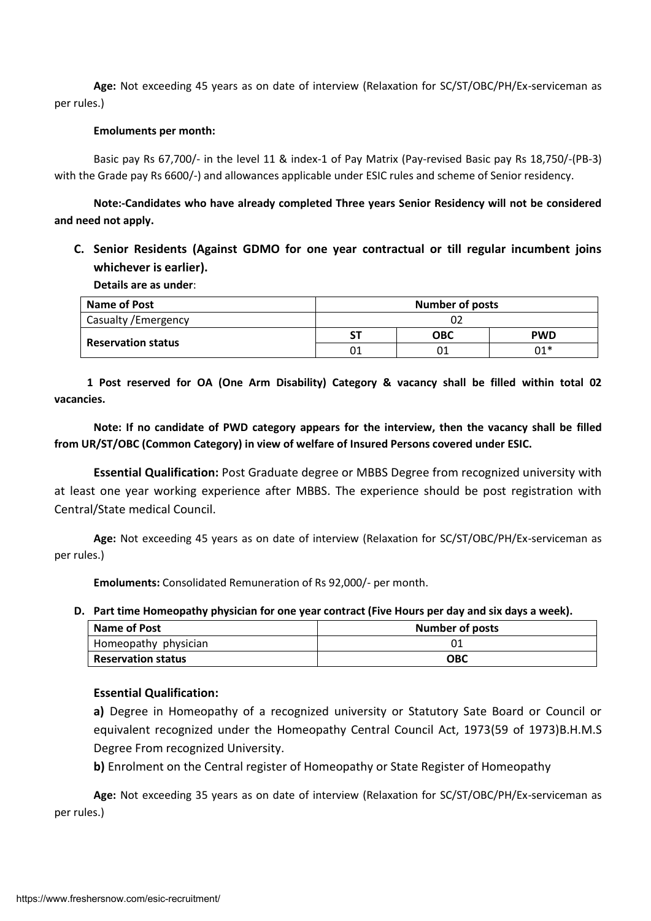**Age:** Not exceeding 45 years as on date of interview (Relaxation for SC/ST/OBC/PH/Ex-serviceman as per rules.)

**Emoluments per month:**

Basic pay Rs 67,700/- in the level 11 & index-1 of Pay Matrix (Pay-revised Basic pay Rs 18,750/-(PB-3) with the Grade pay Rs 6600/-) and allowances applicable under ESIC rules and scheme of Senior residency.

**Note:-Candidates who have already completed Three years Senior Residency will not be considered and need not apply.**

**C. Senior Residents (Against GDMO for one year contractual or till regular incumbent joins whichever is earlier).**

**Details are as under**:

| **Name of Post** | **Number of posts** | | |
|---|---|---|---|
| Casualty /Emergency | 02 | | |
| **Reservation status** | **ST** | **OBC** | **PWD** |
| | 01 | 01 | 01* |

**1 Post reserved for OA (One Arm Disability) Category & vacancy shall be filled within total 02 vacancies.**

**Note: If no candidate of PWD category appears for the interview, then the vacancy shall be filled from UR/ST/OBC (Common Category) in view of welfare of Insured Persons covered under ESIC.**

**Essential Qualification:** Post Graduate degree or MBBS Degree from recognized university with at least one year working experience after MBBS. The experience should be post registration with Central/State medical Council.

**Age:** Not exceeding 45 years as on date of interview (Relaxation for SC/ST/OBC/PH/Ex-serviceman as per rules.)

**Emoluments:** Consolidated Remuneration of Rs 92,000/- per month.

**D. Part time Homeopathy physician for one year contract (Five Hours per day and six days a week).**

| **Name of Post** | **Number of posts** |
|---|---|
| Homeopathy physician | 01 |
| **Reservation status** | **OBC** |

**Essential Qualification:**

**a)** Degree in Homeopathy of a recognized university or Statutory Sate Board or Council or equivalent recognized under the Homeopathy Central Council Act, 1973(59 of 1973)B.H.M.S Degree From recognized University.

**b)** Enrolment on the Central register of Homeopathy or State Register of Homeopathy

**Age:** Not exceeding 35 years as on date of interview (Relaxation for SC/ST/OBC/PH/Ex-serviceman as per rules.)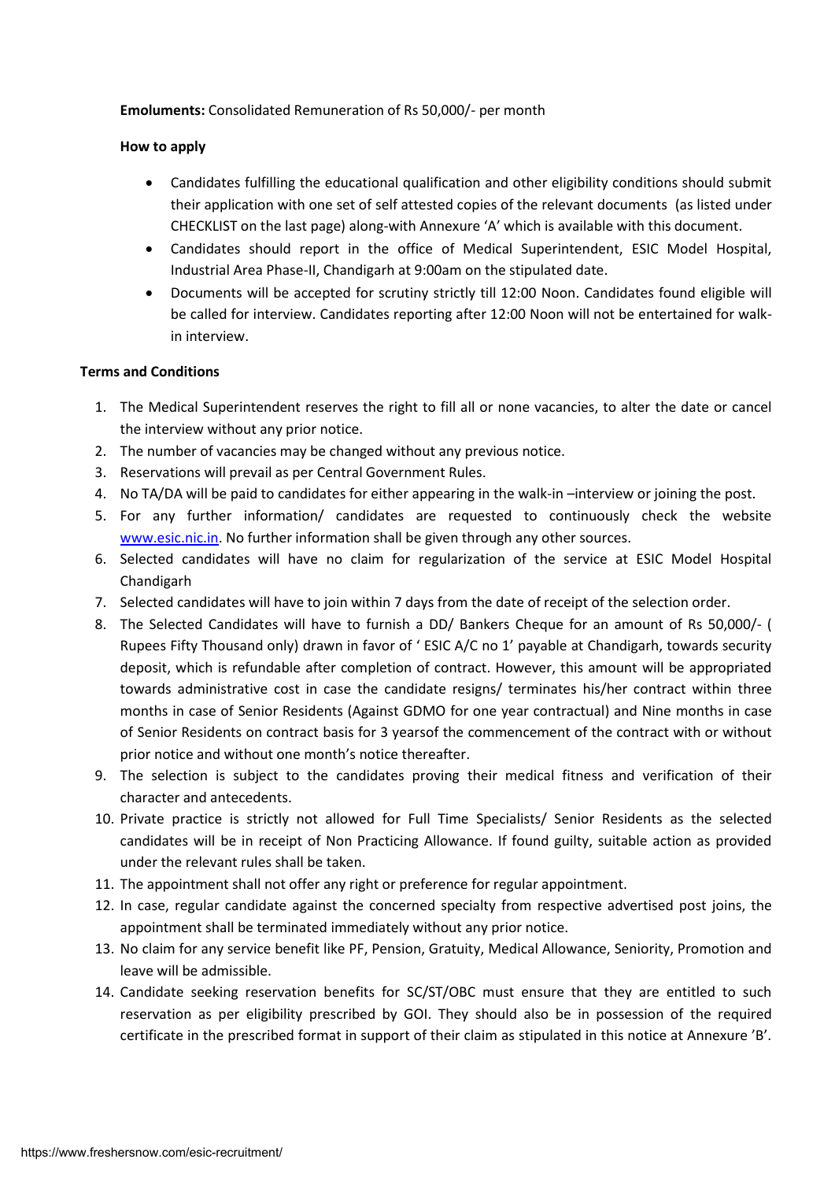**Emoluments:** Consolidated Remuneration of Rs 50,000/- per month

**How to apply**

- Candidates fulfilling the educational qualification and other eligibility conditions should submit their application with one set of self attested copies of the relevant documents (as listed under CHECKLIST on the last page) along-with Annexure 'A' which is available with this document.
- Candidates should report in the office of Medical Superintendent, ESIC Model Hospital, Industrial Area Phase-II, Chandigarh at 9:00am on the stipulated date.
- Documents will be accepted for scrutiny strictly till 12:00 Noon. Candidates found eligible will be called for interview. Candidates reporting after 12:00 Noon will not be entertained for walk-in interview.

**Terms and Conditions**

1. The Medical Superintendent reserves the right to fill all or none vacancies, to alter the date or cancel the interview without any prior notice.
2. The number of vacancies may be changed without any previous notice.
3. Reservations will prevail as per Central Government Rules.
4. No TA/DA will be paid to candidates for either appearing in the walk-in –interview or joining the post.
5. For any further information/ candidates are requested to continuously check the website [www.esic.nic.in](http://www.esic.nic.in). No further information shall be given through any other sources.
6. Selected candidates will have no claim for regularization of the service at ESIC Model Hospital Chandigarh
7. Selected candidates will have to join within 7 days from the date of receipt of the selection order.
8. The Selected Candidates will have to furnish a DD/ Bankers Cheque for an amount of Rs 50,000/- ( Rupees Fifty Thousand only) drawn in favor of ' ESIC A/C no 1' payable at Chandigarh, towards security deposit, which is refundable after completion of contract. However, this amount will be appropriated towards administrative cost in case the candidate resigns/ terminates his/her contract within three months in case of Senior Residents (Against GDMO for one year contractual) and Nine months in case of Senior Residents on contract basis for 3 yearsof the commencement of the contract with or without prior notice and without one month's notice thereafter.
9. The selection is subject to the candidates proving their medical fitness and verification of their character and antecedents.
10. Private practice is strictly not allowed for Full Time Specialists/ Senior Residents as the selected candidates will be in receipt of Non Practicing Allowance. If found guilty, suitable action as provided under the relevant rules shall be taken.
11. The appointment shall not offer any right or preference for regular appointment.
12. In case, regular candidate against the concerned specialty from respective advertised post joins, the appointment shall be terminated immediately without any prior notice.
13. No claim for any service benefit like PF, Pension, Gratuity, Medical Allowance, Seniority, Promotion and leave will be admissible.
14. Candidate seeking reservation benefits for SC/ST/OBC must ensure that they are entitled to such reservation as per eligibility prescribed by GOI. They should also be in possession of the required certificate in the prescribed format in support of their claim as stipulated in this notice at Annexure 'B'.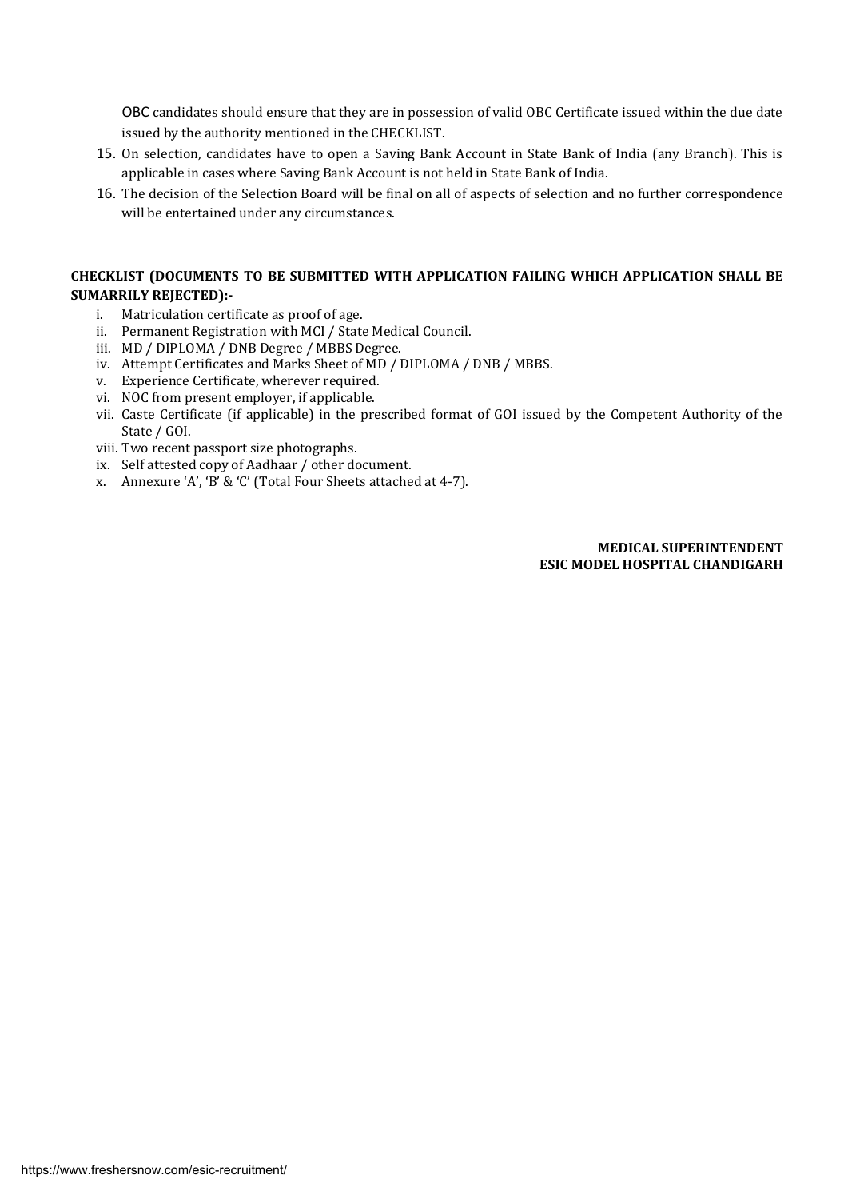OBC candidates should ensure that they are in possession of valid OBC Certificate issued within the due date issued by the authority mentioned in the CHECKLIST.

15. On selection, candidates have to open a Saving Bank Account in State Bank of India (any Branch). This is applicable in cases where Saving Bank Account is not held in State Bank of India.
16. The decision of the Selection Board will be final on all of aspects of selection and no further correspondence will be entertained under any circumstances.

**CHECKLIST (DOCUMENTS TO BE SUBMITTED WITH APPLICATION FAILING WHICH APPLICATION SHALL BE SUMARRILY REJECTED):-**

i. Matriculation certificate as proof of age.
ii. Permanent Registration with MCI / State Medical Council.
iii. MD / DIPLOMA / DNB Degree / MBBS Degree.
iv. Attempt Certificates and Marks Sheet of MD / DIPLOMA / DNB / MBBS.
v. Experience Certificate, wherever required.
vi. NOC from present employer, if applicable.
vii. Caste Certificate (if applicable) in the prescribed format of GOI issued by the Competent Authority of the State / GOI.
viii. Two recent passport size photographs.
ix. Self attested copy of Aadhaar / other document.
x. Annexure 'A', 'B' & 'C' (Total Four Sheets attached at 4-7).

**MEDICAL SUPERINTENDENT**
**ESIC MODEL HOSPITAL CHANDIGARH**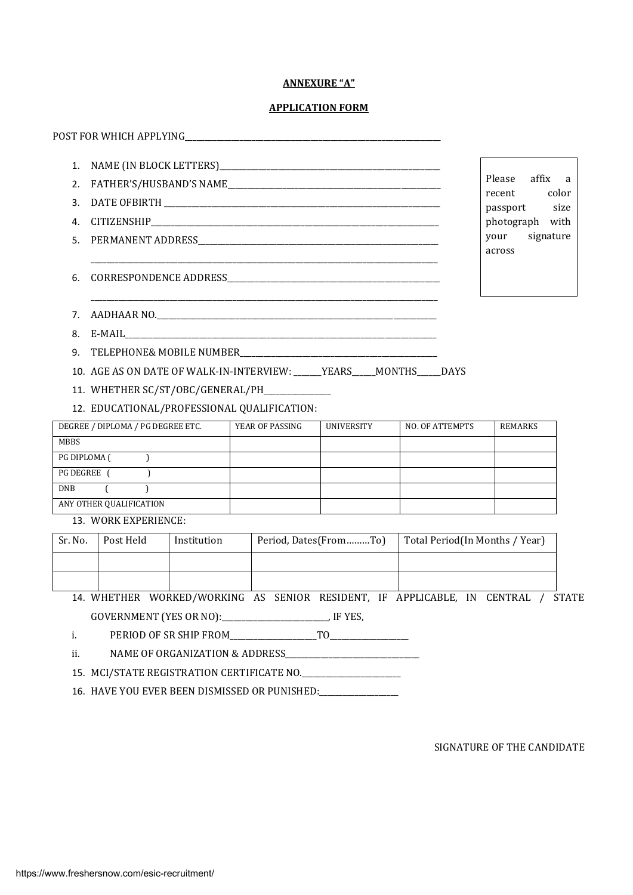**ANNEXURE "A"**

**APPLICATION FORM**

POST FOR WHICH APPLYING_______________________________________________

Please affix a recent color passport size photograph with your signature across

1. NAME (IN BLOCK LETTERS)_______________________________________________
2. FATHER'S/HUSBAND'S NAME_______________________________________________
3. DATE OFBIRTH _______________________________________________
4. CITIZENSHIP_______________________________________________
5. PERMANENT ADDRESS_______________________________________________
   _______________________________________________
6. CORRESPONDENCE ADDRESS_______________________________________________
   _______________________________________________
7. AADHAAR NO._______________________________________________
8. E-MAIL_______________________________________________
9. TELEPHONE& MOBILE NUMBER_______________________________________________
10. AGE AS ON DATE OF WALK-IN-INTERVIEW: _______YEARS______MONTHS______DAYS
11. WHETHER SC/ST/OBC/GENERAL/PH________________
12. EDUCATIONAL/PROFESSIONAL QUALIFICATION:

| DEGREE / DIPLOMA / PG DEGREE ETC. | YEAR OF PASSING | UNIVERSITY | NO. OF ATTEMPTS | REMARKS |
|---|---|---|---|---|
| MBBS | | | | |
| PG DIPLOMA (            ) | | | | |
| PG DEGREE (            ) | | | | |
| DNB (            ) | | | | |
| ANY OTHER QUALIFICATION | | | | |

13. WORK EXPERIENCE:

| Sr. No. | Post Held | Institution | Period, Dates(From………To) | Total Period(In Months / Year) |
|---|---|---|---|---|
| | | | | |
| | | | | |

14. WHETHER WORKED/WORKING AS SENIOR RESIDENT, IF APPLICABLE, IN CENTRAL / STATE GOVERNMENT (YES OR NO):___________________________, IF YES,

    i. PERIOD OF SR SHIP FROM______________________TO____________________

    ii. NAME OF ORGANIZATION & ADDRESS__________________________________

15. MCI/STATE REGISTRATION CERTIFICATE NO.__________________________
16. HAVE YOU EVER BEEN DISMISSED OR PUNISHED:____________________

SIGNATURE OF THE CANDIDATE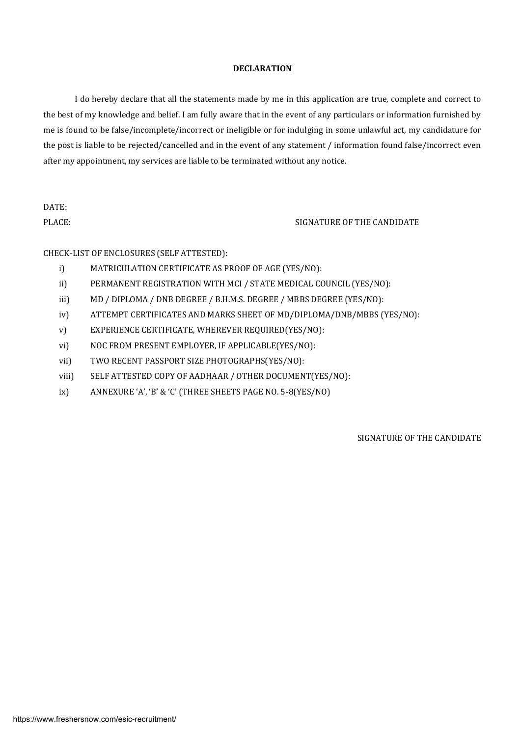## DECLARATION

I do hereby declare that all the statements made by me in this application are true, complete and correct to the best of my knowledge and belief. I am fully aware that in the event of any particulars or information furnished by me is found to be false/incomplete/incorrect or ineligible or for indulging in some unlawful act, my candidature for the post is liable to be rejected/cancelled and in the event of any statement / information found false/incorrect even after my appointment, my services are liable to be terminated without any notice.

DATE:

PLACE: SIGNATURE OF THE CANDIDATE

CHECK-LIST OF ENCLOSURES (SELF ATTESTED):

i) MATRICULATION CERTIFICATE AS PROOF OF AGE (YES/NO):

ii) PERMANENT REGISTRATION WITH MCI / STATE MEDICAL COUNCIL (YES/NO):

iii) MD / DIPLOMA / DNB DEGREE / B.H.M.S. DEGREE / MBBS DEGREE (YES/NO):

iv) ATTEMPT CERTIFICATES AND MARKS SHEET OF MD/DIPLOMA/DNB/MBBS (YES/NO):

v) EXPERIENCE CERTIFICATE, WHEREVER REQUIRED(YES/NO):

vi) NOC FROM PRESENT EMPLOYER, IF APPLICABLE(YES/NO):

vii) TWO RECENT PASSPORT SIZE PHOTOGRAPHS(YES/NO):

viii) SELF ATTESTED COPY OF AADHAAR / OTHER DOCUMENT(YES/NO):

ix) ANNEXURE 'A', 'B' & 'C' (THREE SHEETS PAGE NO. 5-8(YES/NO)

SIGNATURE OF THE CANDIDATE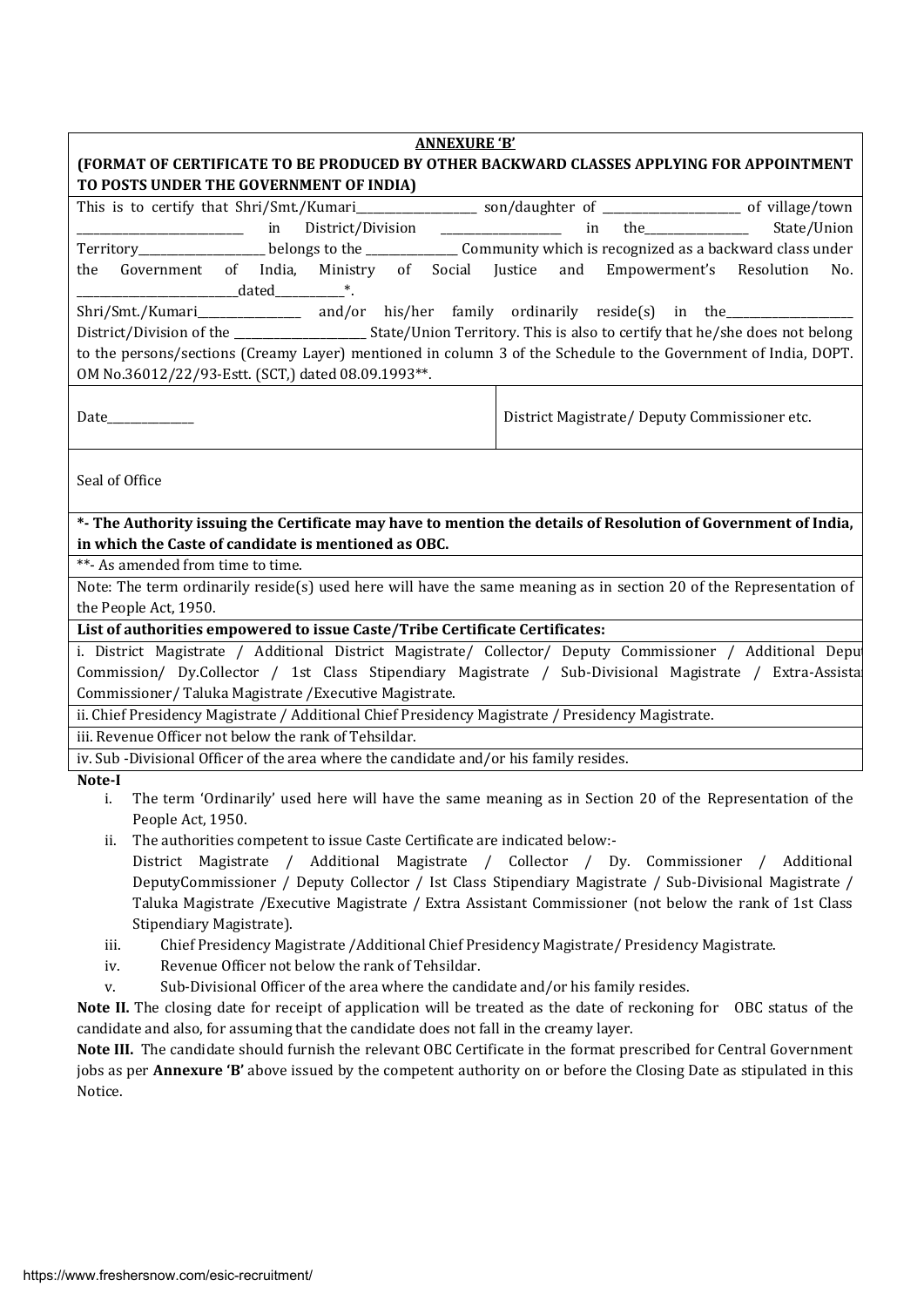**ANNEXURE 'B'**

**(FORMAT OF CERTIFICATE TO BE PRODUCED BY OTHER BACKWARD CLASSES APPLYING FOR APPOINTMENT TO POSTS UNDER THE GOVERNMENT OF INDIA)**

This is to certify that Shri/Smt./Kumari___________________ son/daughter of ______________________ of village/town ___________________________ in District/Division ___________________ in the________________ State/Union Territory____________________ belongs to the ______________ Community which is recognized as a backward class under the Government of India, Ministry of Social Justice and Empowerment's Resolution No. _________________________dated__________*.

Shri/Smt./Kumari________________ and/or his/her family ordinarily reside(s) in the____________________ District/Division of the ______________________ State/Union Territory. This is also to certify that he/she does not belong to the persons/sections (Creamy Layer) mentioned in column 3 of the Schedule to the Government of India, DOPT. OM No.36012/22/93-Estt. (SCT,) dated 08.09.1993**.

| Date______________ | District Magistrate/ Deputy Commissioner etc. |
|---|---|

Seal of Office

**\*- The Authority issuing the Certificate may have to mention the details of Resolution of Government of India, in which the Caste of candidate is mentioned as OBC.**

**- As amended from time to time.

Note: The term ordinarily reside(s) used here will have the same meaning as in section 20 of the Representation of the People Act, 1950.

**List of authorities empowered to issue Caste/Tribe Certificate Certificates:**

i. District Magistrate / Additional District Magistrate/ Collector/ Deputy Commissioner / Additional Deputy Commission/ Dy.Collector / 1st Class Stipendiary Magistrate / Sub-Divisional Magistrate / Extra-Assistant Commissioner/ Taluka Magistrate /Executive Magistrate.

ii. Chief Presidency Magistrate / Additional Chief Presidency Magistrate / Presidency Magistrate.

iii. Revenue Officer not below the rank of Tehsildar.

iv. Sub -Divisional Officer of the area where the candidate and/or his family resides.

**Note-I**

i. The term 'Ordinarily' used here will have the same meaning as in Section 20 of the Representation of the People Act, 1950.

ii. The authorities competent to issue Caste Certificate are indicated below:-
District Magistrate / Additional Magistrate / Collector / Dy. Commissioner / Additional DeputyCommissioner / Deputy Collector / Ist Class Stipendiary Magistrate / Sub-Divisional Magistrate / Taluka Magistrate /Executive Magistrate / Extra Assistant Commissioner (not below the rank of 1st Class Stipendiary Magistrate).

iii. Chief Presidency Magistrate /Additional Chief Presidency Magistrate/ Presidency Magistrate.

iv. Revenue Officer not below the rank of Tehsildar.

v. Sub-Divisional Officer of the area where the candidate and/or his family resides.

**Note II.** The closing date for receipt of application will be treated as the date of reckoning for OBC status of the candidate and also, for assuming that the candidate does not fall in the creamy layer.

**Note III.** The candidate should furnish the relevant OBC Certificate in the format prescribed for Central Government jobs as per **Annexure 'B'** above issued by the competent authority on or before the Closing Date as stipulated in this Notice.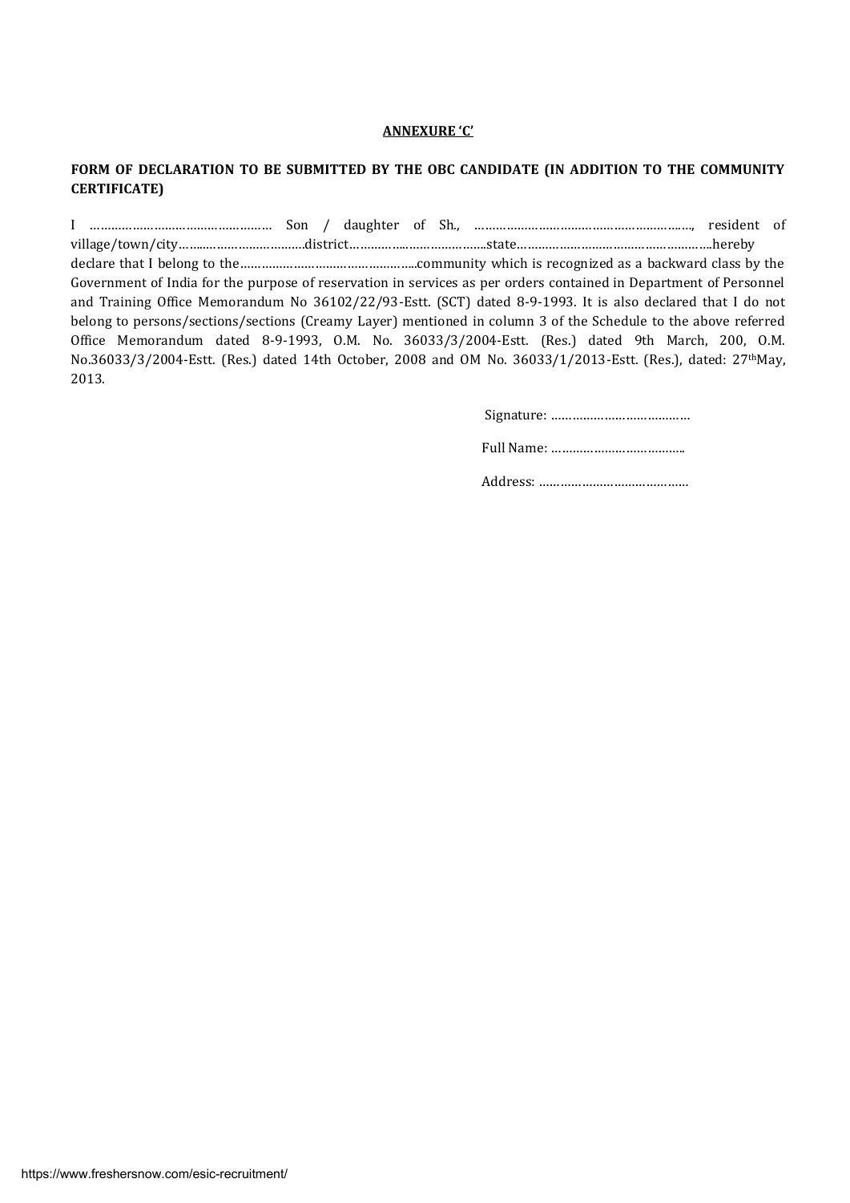**ANNEXURE 'C'**

**FORM OF DECLARATION TO BE SUBMITTED BY THE OBC CANDIDATE (IN ADDITION TO THE COMMUNITY CERTIFICATE)**

I …………………………………………… Son / daughter of Sh., ……………………………………………………, resident of village/town/city…….……………………district……………..……………….state………………………………………….hereby declare that I belong to the………………………………………...community which is recognized as a backward class by the Government of India for the purpose of reservation in services as per orders contained in Department of Personnel and Training Office Memorandum No 36102/22/93-Estt. (SCT) dated 8-9-1993. It is also declared that I do not belong to persons/sections/sections (Creamy Layer) mentioned in column 3 of the Schedule to the above referred Office Memorandum dated 8-9-1993, O.M. No. 36033/3/2004-Estt. (Res.) dated 9th March, 200, O.M. No.36033/3/2004-Estt. (Res.) dated 14th October, 2008 and OM No. 36033/1/2013-Estt. (Res.), dated: 27th May, 2013.

Signature: …………………………………

Full Name: ………………………………..

Address: ……………………………………